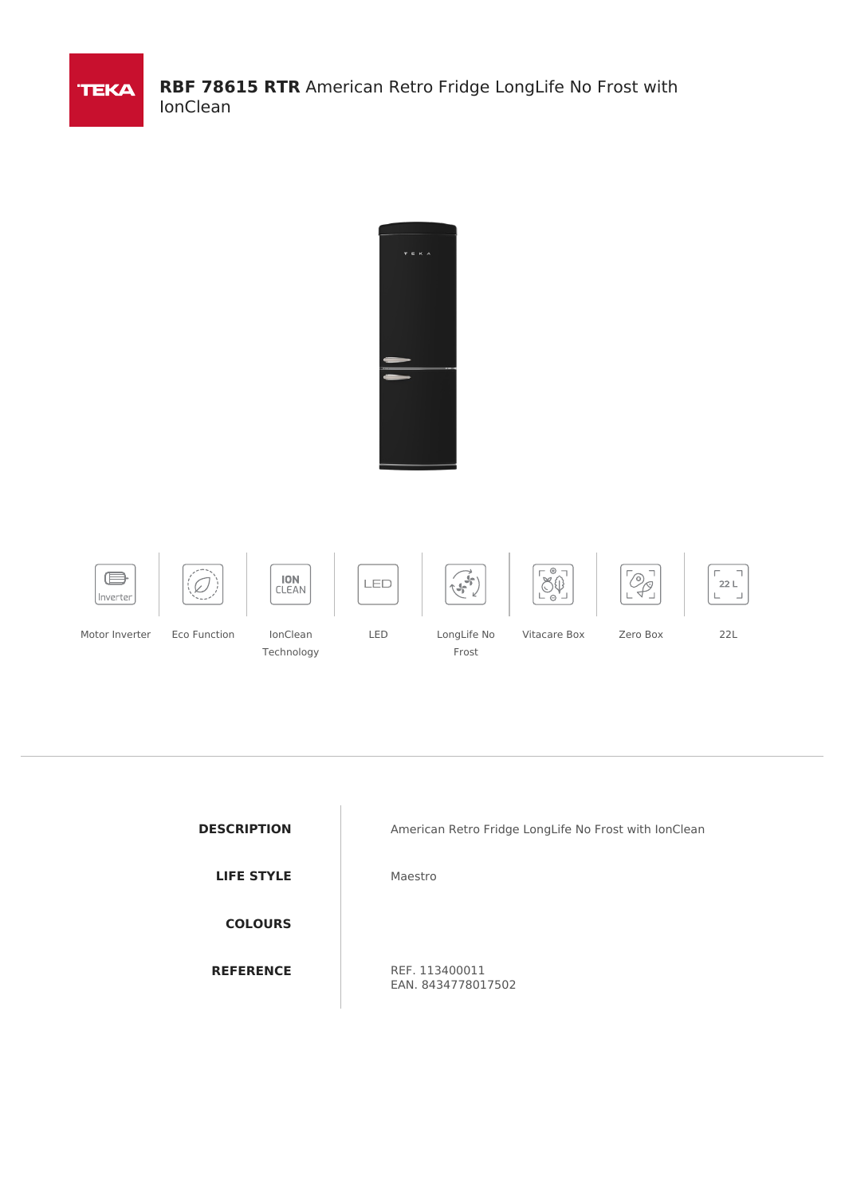# **RBF 78615 RTR** American Retro Fridge LongLife No Frost with IonClean

Motor Inverter | Eco Function | IonClean Technology | LED | LongLife No Frost | Vitacare Box | Zero Box | 22L

| | |
|---|---|
| **DESCRIPTION** | American Retro Fridge LongLife No Frost with IonClean |
| **LIFE STYLE** | Maestro |
| **COLOURS** | |
| **REFERENCE** | REF. 113400011<br>EAN. 8434778017502 |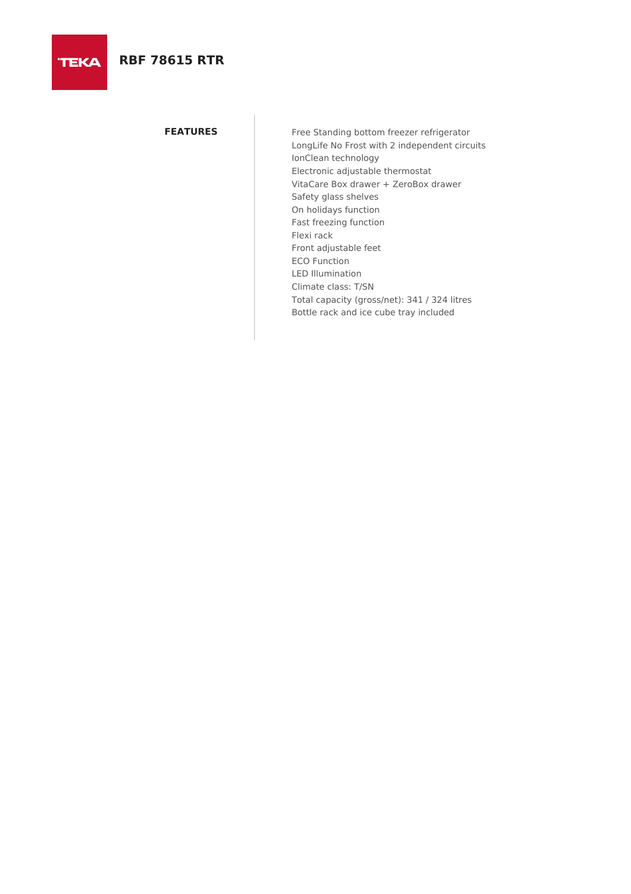# RBF 78615 RTR

## FEATURES

Free Standing bottom freezer refrigerator
LongLife No Frost with 2 independent circuits
IonClean technology
Electronic adjustable thermostat
VitaCare Box drawer + ZeroBox drawer
Safety glass shelves
On holidays function
Fast freezing function
Flexi rack
Front adjustable feet
ECO Function
LED Illumination
Climate class: T/SN
Total capacity (gross/net): 341 / 324 litres
Bottle rack and ice cube tray included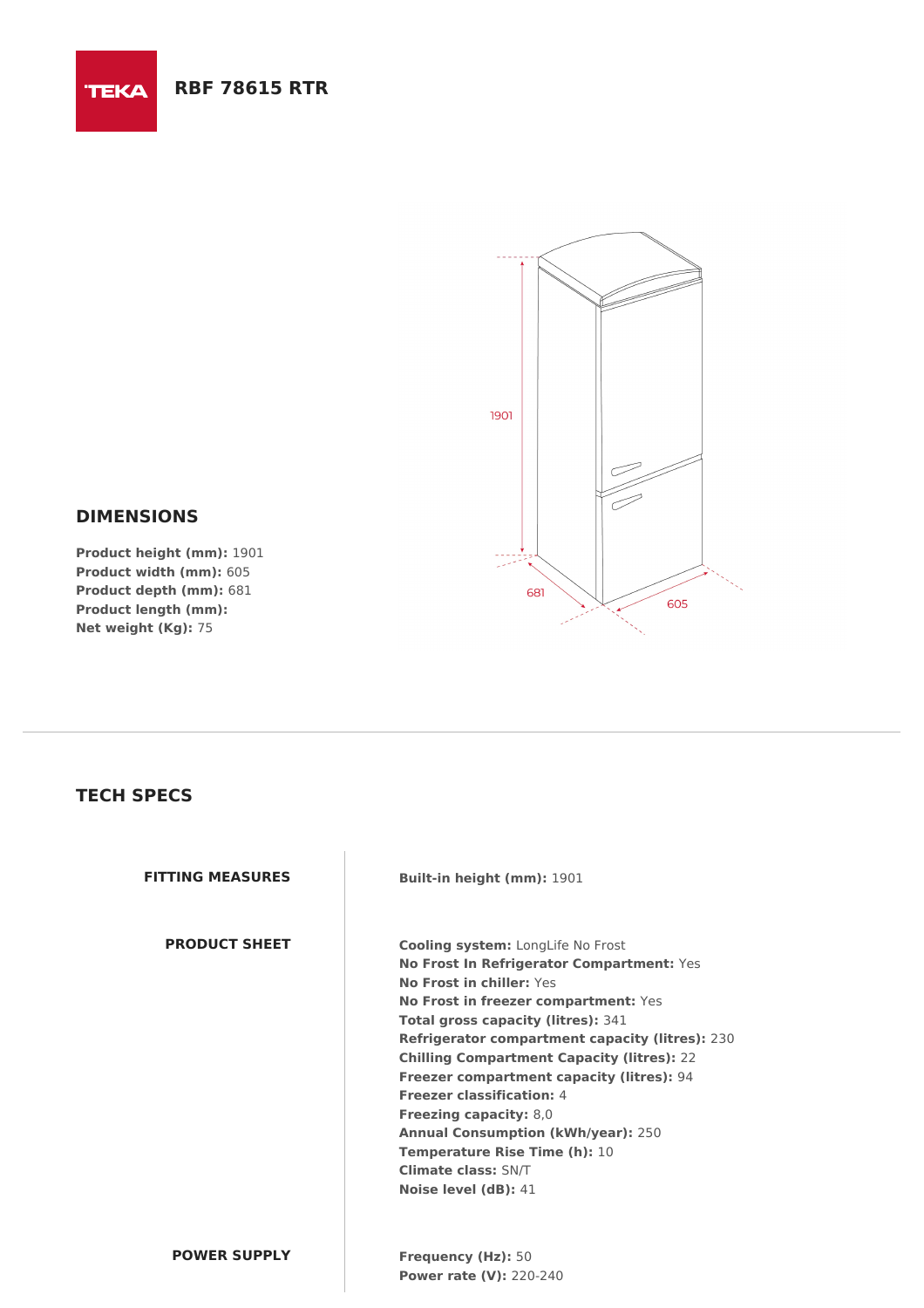# RBF 78615 RTR

## DIMENSIONS

**Product height (mm):** 1901
**Product width (mm):** 605
**Product depth (mm):** 681
**Product length (mm):**
**Net weight (Kg):** 75

## TECH SPECS

| | |
|---|---|
| **FITTING MEASURES** | **Built-in height (mm):** 1901 |
| **PRODUCT SHEET** | **Cooling system:** LongLife No Frost<br>**No Frost In Refrigerator Compartment:** Yes<br>**No Frost in chiller:** Yes<br>**No Frost in freezer compartment:** Yes<br>**Total gross capacity (litres):** 341<br>**Refrigerator compartment capacity (litres):** 230<br>**Chilling Compartment Capacity (litres):** 22<br>**Freezer compartment capacity (litres):** 94<br>**Freezer classification:** 4<br>**Freezing capacity:** 8,0<br>**Annual Consumption (kWh/year):** 250<br>**Temperature Rise Time (h):** 10<br>**Climate class:** SN/T<br>**Noise level (dB):** 41 |
| **POWER SUPPLY** | **Frequency (Hz):** 50<br>**Power rate (V):** 220-240 |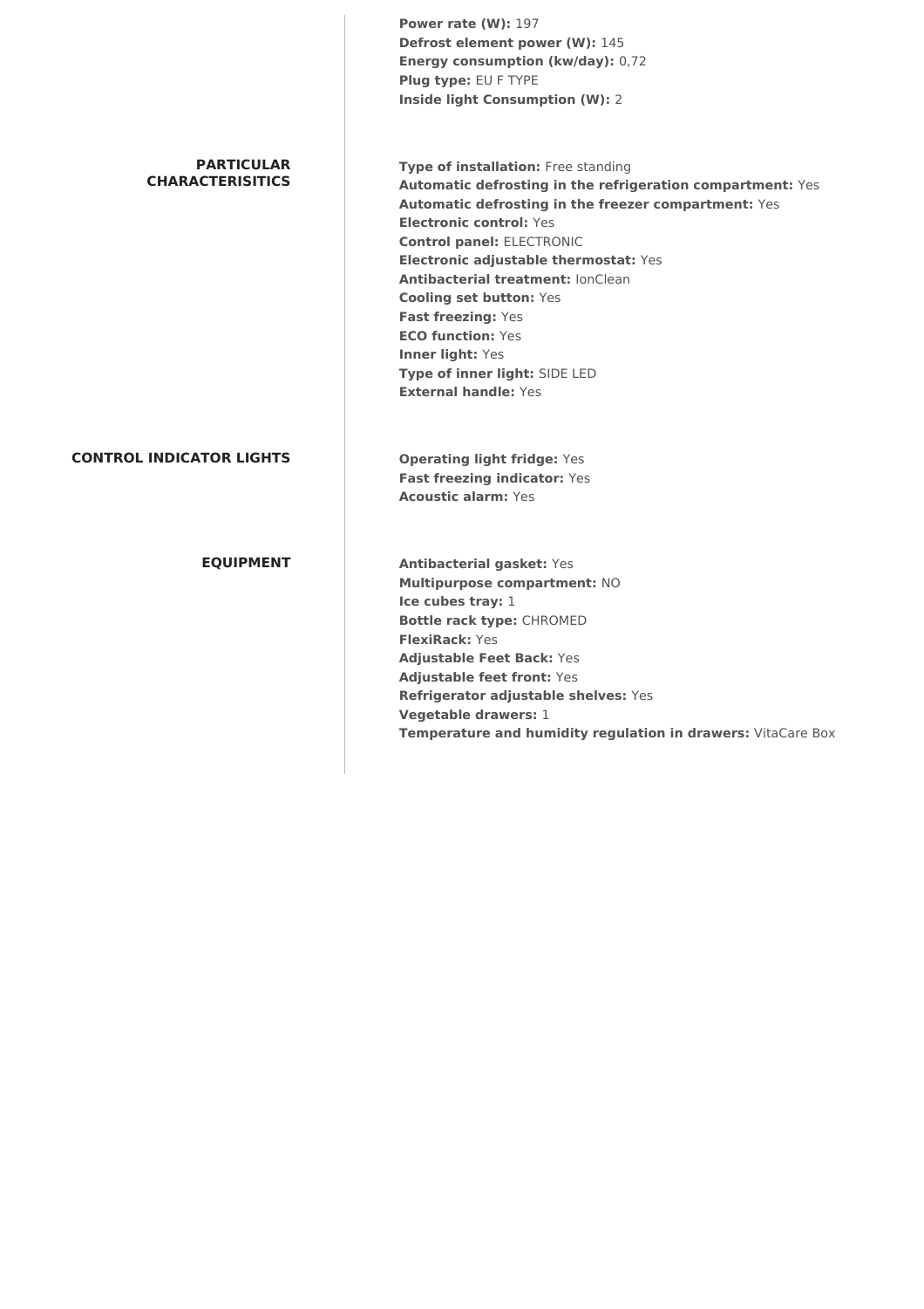**Power rate (W):** 197
**Defrost element power (W):** 145
**Energy consumption (kw/day):** 0,72
**Plug type:** EU F TYPE
**Inside light Consumption (W):** 2

## PARTICULAR CHARACTERISITICS

**Type of installation:** Free standing
**Automatic defrosting in the refrigeration compartment:** Yes
**Automatic defrosting in the freezer compartment:** Yes
**Electronic control:** Yes
**Control panel:** ELECTRONIC
**Electronic adjustable thermostat:** Yes
**Antibacterial treatment:** IonClean
**Cooling set button:** Yes
**Fast freezing:** Yes
**ECO function:** Yes
**Inner light:** Yes
**Type of inner light:** SIDE LED
**External handle:** Yes

## CONTROL INDICATOR LIGHTS

**Operating light fridge:** Yes
**Fast freezing indicator:** Yes
**Acoustic alarm:** Yes

## EQUIPMENT

**Antibacterial gasket:** Yes
**Multipurpose compartment:** NO
**Ice cubes tray:** 1
**Bottle rack type:** CHROMED
**FlexiRack:** Yes
**Adjustable Feet Back:** Yes
**Adjustable feet front:** Yes
**Refrigerator adjustable shelves:** Yes
**Vegetable drawers:** 1
**Temperature and humidity regulation in drawers:** VitaCare Box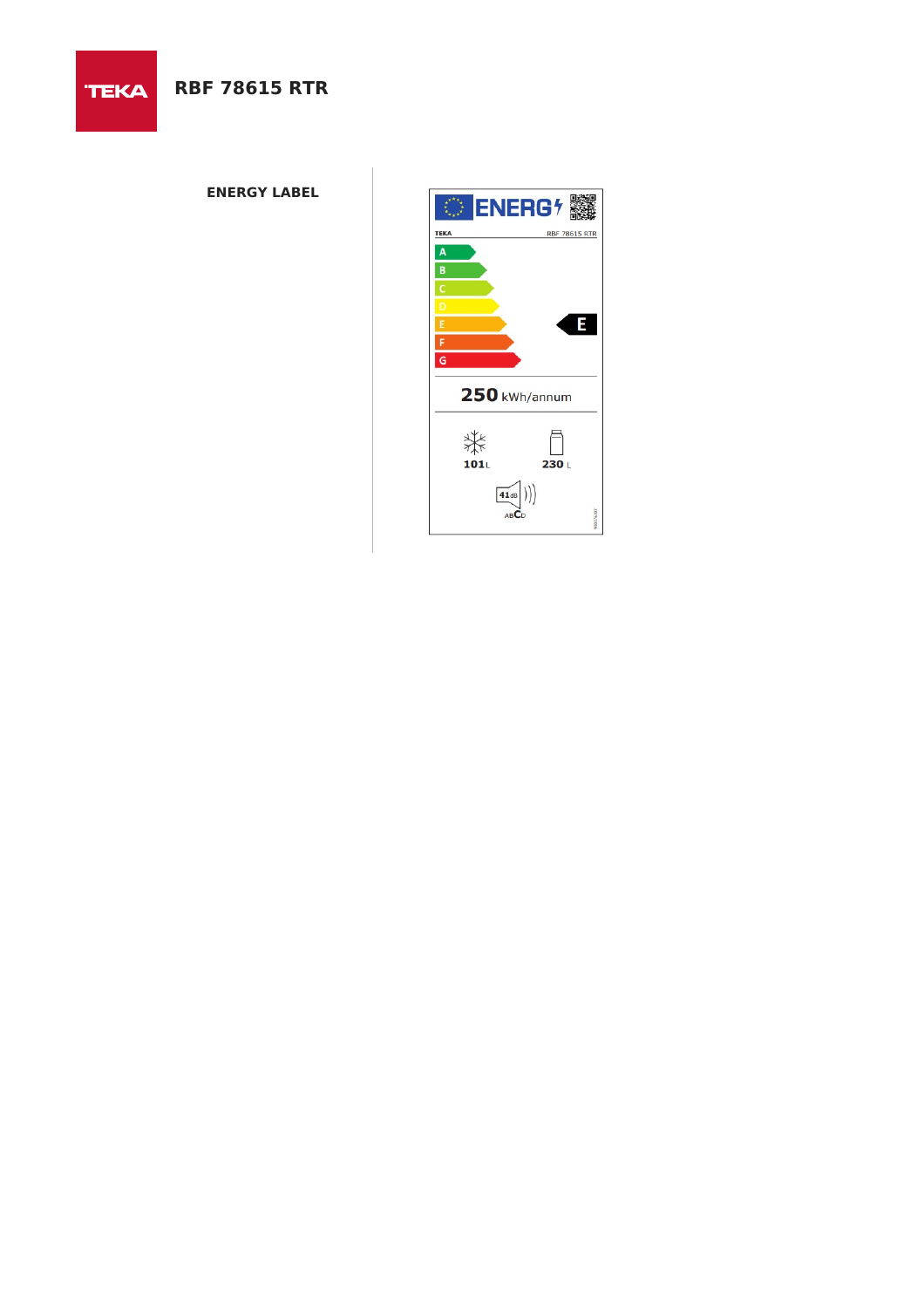## RBF 78615 RTR

**ENERGY LABEL**

ENERG

TEKA

RBF 78615 RTR

A

B

C

D

E

F

G

E

250 kWh/annum

101 L

230 L

41 dB

ABCD